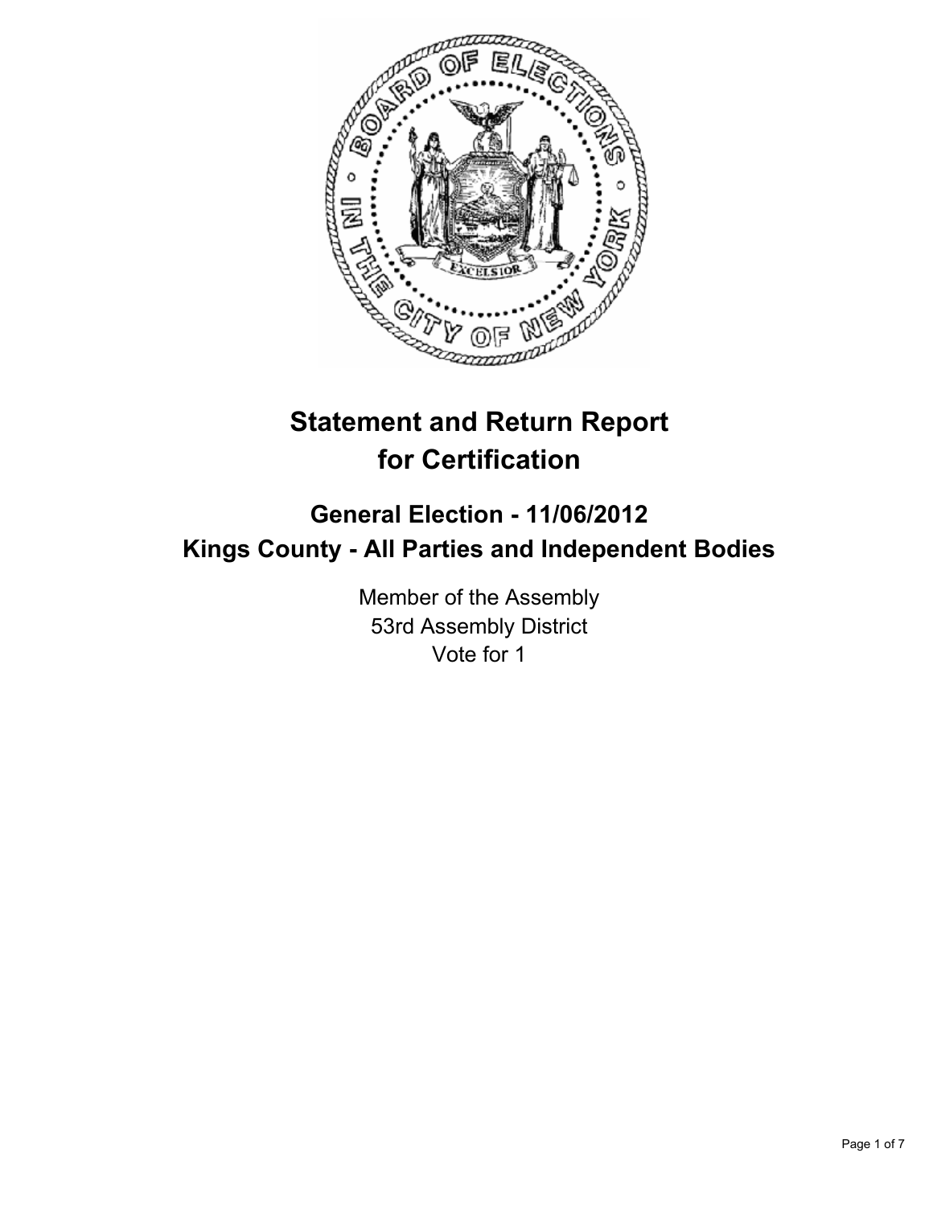# Statement and Return Report for Certification

## General Election - 11/06/2012
## Kings County - All Parties and Independent Bodies

Member of the Assembly
53rd Assembly District
Vote for 1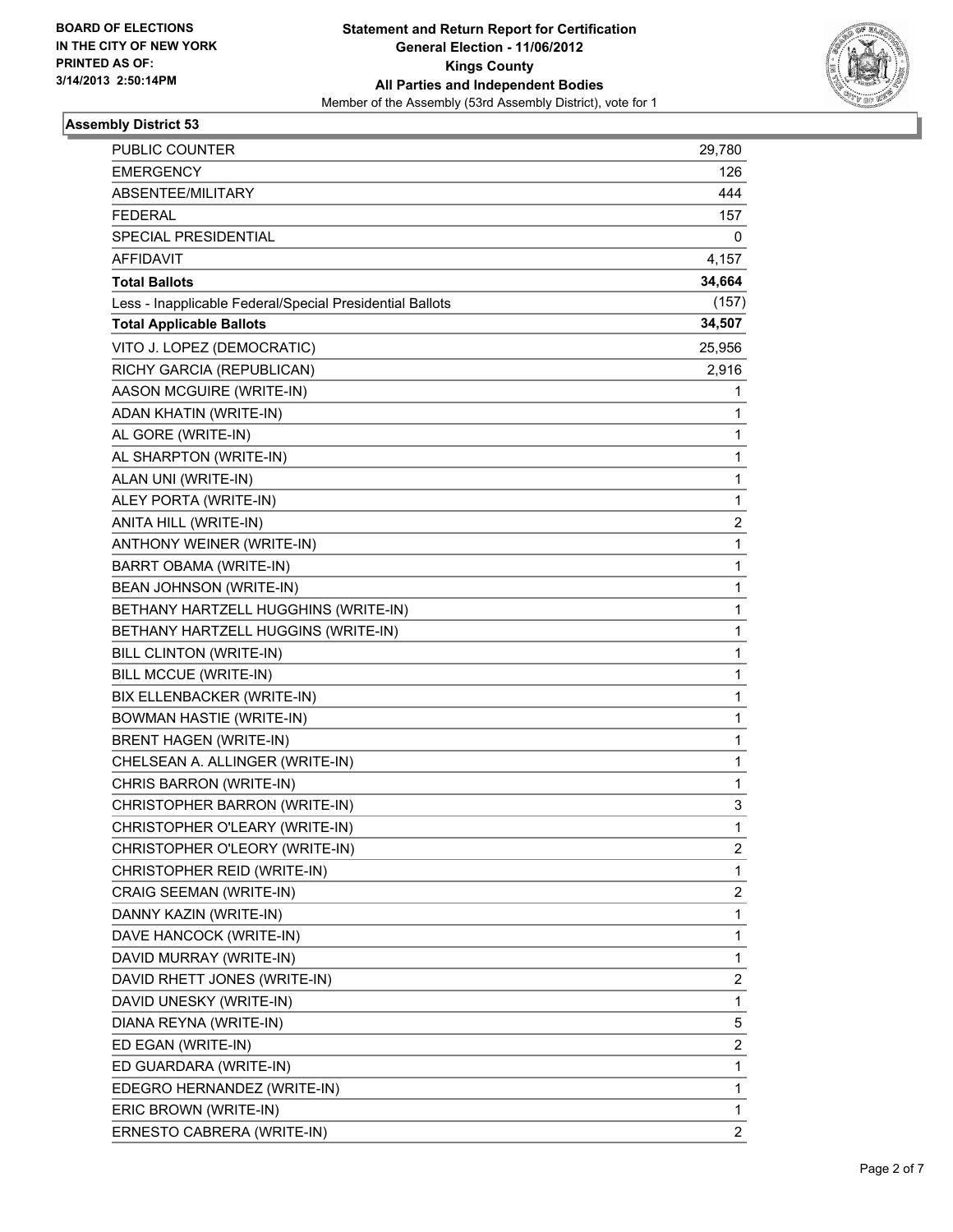BOARD OF ELECTIONS
IN THE CITY OF NEW YORK
PRINTED AS OF:
3/14/2013 2:50:14PM

**Statement and Return Report for Certification**
**General Election - 11/06/2012**
**Kings County**
**All Parties and Independent Bodies**
Member of the Assembly (53rd Assembly District), vote for 1

## Assembly District 53

| | |
|---|---|
| PUBLIC COUNTER | 29,780 |
| EMERGENCY | 126 |
| ABSENTEE/MILITARY | 444 |
| FEDERAL | 157 |
| SPECIAL PRESIDENTIAL | 0 |
| AFFIDAVIT | 4,157 |
| **Total Ballots** | **34,664** |
| Less - Inapplicable Federal/Special Presidential Ballots | (157) |
| **Total Applicable Ballots** | **34,507** |
| VITO J. LOPEZ (DEMOCRATIC) | 25,956 |
| RICHY GARCIA (REPUBLICAN) | 2,916 |
| AASON MCGUIRE (WRITE-IN) | 1 |
| ADAN KHATIN (WRITE-IN) | 1 |
| AL GORE (WRITE-IN) | 1 |
| AL SHARPTON (WRITE-IN) | 1 |
| ALAN UNI (WRITE-IN) | 1 |
| ALEY PORTA (WRITE-IN) | 1 |
| ANITA HILL (WRITE-IN) | 2 |
| ANTHONY WEINER (WRITE-IN) | 1 |
| BARRT OBAMA (WRITE-IN) | 1 |
| BEAN JOHNSON (WRITE-IN) | 1 |
| BETHANY HARTZELL HUGGHINS (WRITE-IN) | 1 |
| BETHANY HARTZELL HUGGINS (WRITE-IN) | 1 |
| BILL CLINTON (WRITE-IN) | 1 |
| BILL MCCUE (WRITE-IN) | 1 |
| BIX ELLENBACKER (WRITE-IN) | 1 |
| BOWMAN HASTIE (WRITE-IN) | 1 |
| BRENT HAGEN (WRITE-IN) | 1 |
| CHELSEAN A. ALLINGER (WRITE-IN) | 1 |
| CHRIS BARRON (WRITE-IN) | 1 |
| CHRISTOPHER BARRON (WRITE-IN) | 3 |
| CHRISTOPHER O'LEARY (WRITE-IN) | 1 |
| CHRISTOPHER O'LEORY (WRITE-IN) | 2 |
| CHRISTOPHER REID (WRITE-IN) | 1 |
| CRAIG SEEMAN (WRITE-IN) | 2 |
| DANNY KAZIN (WRITE-IN) | 1 |
| DAVE HANCOCK (WRITE-IN) | 1 |
| DAVID MURRAY (WRITE-IN) | 1 |
| DAVID RHETT JONES (WRITE-IN) | 2 |
| DAVID UNESKY (WRITE-IN) | 1 |
| DIANA REYNA (WRITE-IN) | 5 |
| ED EGAN (WRITE-IN) | 2 |
| ED GUARDARA (WRITE-IN) | 1 |
| EDEGRO HERNANDEZ (WRITE-IN) | 1 |
| ERIC BROWN (WRITE-IN) | 1 |
| ERNESTO CABRERA (WRITE-IN) | 2 |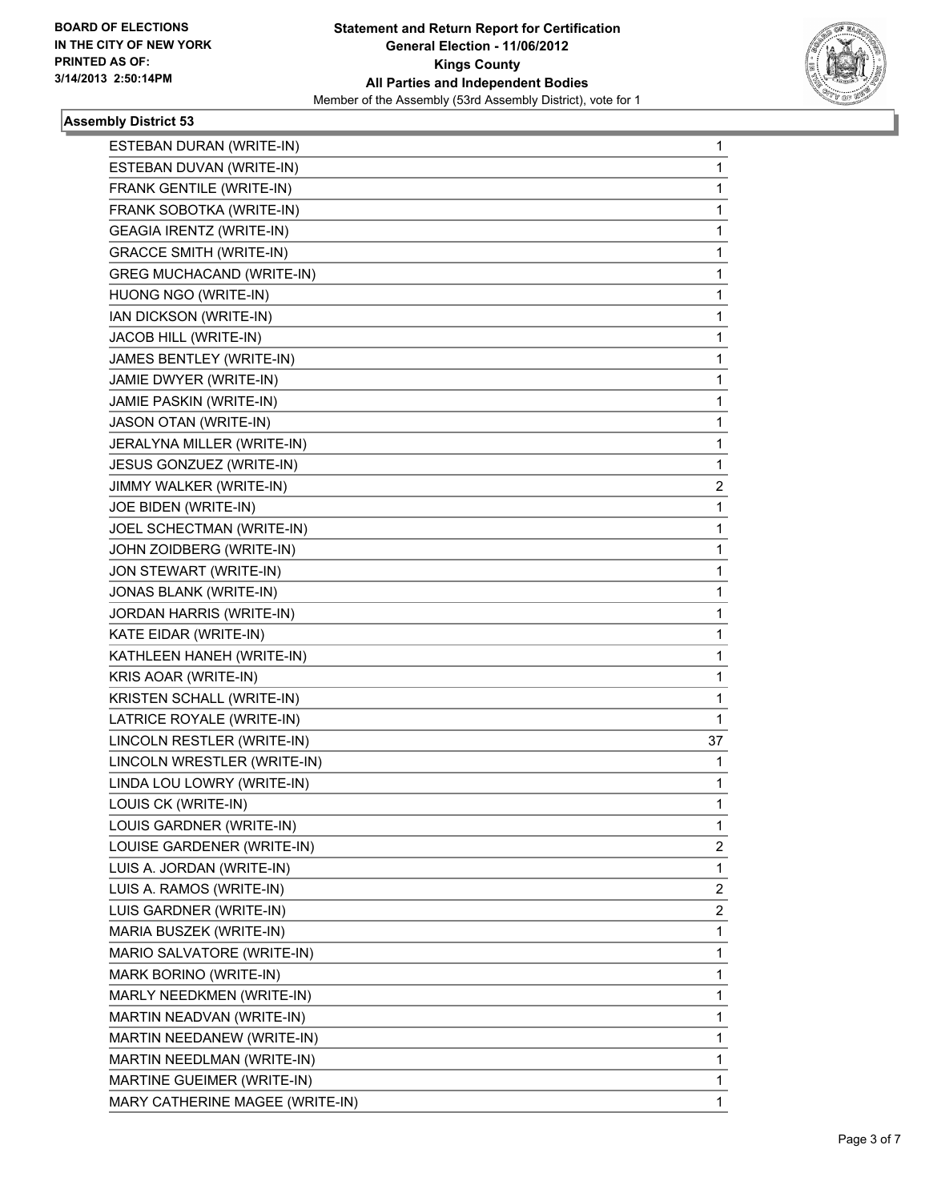**BOARD OF ELECTIONS IN THE CITY OF NEW YORK PRINTED AS OF: 3/14/2013 2:50:14PM**

**Statement and Return Report for Certification**
**General Election - 11/06/2012**
**Kings County**
**All Parties and Independent Bodies**
Member of the Assembly (53rd Assembly District), vote for 1

### Assembly District 53

| Candidate | Votes |
|---|---|
| ESTEBAN DURAN (WRITE-IN) | 1 |
| ESTEBAN DUVAN (WRITE-IN) | 1 |
| FRANK GENTILE (WRITE-IN) | 1 |
| FRANK SOBOTKA (WRITE-IN) | 1 |
| GEAGIA IRENTZ (WRITE-IN) | 1 |
| GRACCE SMITH (WRITE-IN) | 1 |
| GREG MUCHACAND (WRITE-IN) | 1 |
| HUONG NGO (WRITE-IN) | 1 |
| IAN DICKSON (WRITE-IN) | 1 |
| JACOB HILL (WRITE-IN) | 1 |
| JAMES BENTLEY (WRITE-IN) | 1 |
| JAMIE DWYER (WRITE-IN) | 1 |
| JAMIE PASKIN (WRITE-IN) | 1 |
| JASON OTAN (WRITE-IN) | 1 |
| JERALYNA MILLER (WRITE-IN) | 1 |
| JESUS GONZUEZ (WRITE-IN) | 1 |
| JIMMY WALKER (WRITE-IN) | 2 |
| JOE BIDEN (WRITE-IN) | 1 |
| JOEL SCHECTMAN (WRITE-IN) | 1 |
| JOHN ZOIDBERG (WRITE-IN) | 1 |
| JON STEWART (WRITE-IN) | 1 |
| JONAS BLANK (WRITE-IN) | 1 |
| JORDAN HARRIS (WRITE-IN) | 1 |
| KATE EIDAR (WRITE-IN) | 1 |
| KATHLEEN HANEH (WRITE-IN) | 1 |
| KRIS AOAR (WRITE-IN) | 1 |
| KRISTEN SCHALL (WRITE-IN) | 1 |
| LATRICE ROYALE (WRITE-IN) | 1 |
| LINCOLN RESTLER (WRITE-IN) | 37 |
| LINCOLN WRESTLER (WRITE-IN) | 1 |
| LINDA LOU LOWRY (WRITE-IN) | 1 |
| LOUIS CK (WRITE-IN) | 1 |
| LOUIS GARDNER (WRITE-IN) | 1 |
| LOUISE GARDENER (WRITE-IN) | 2 |
| LUIS A. JORDAN (WRITE-IN) | 1 |
| LUIS A. RAMOS (WRITE-IN) | 2 |
| LUIS GARDNER (WRITE-IN) | 2 |
| MARIA BUSZEK (WRITE-IN) | 1 |
| MARIO SALVATORE (WRITE-IN) | 1 |
| MARK BORINO (WRITE-IN) | 1 |
| MARLY NEEDKMEN (WRITE-IN) | 1 |
| MARTIN NEADVAN (WRITE-IN) | 1 |
| MARTIN NEEDANEW (WRITE-IN) | 1 |
| MARTIN NEEDLMAN (WRITE-IN) | 1 |
| MARTINE GUEIMER (WRITE-IN) | 1 |
| MARY CATHERINE MAGEE (WRITE-IN) | 1 |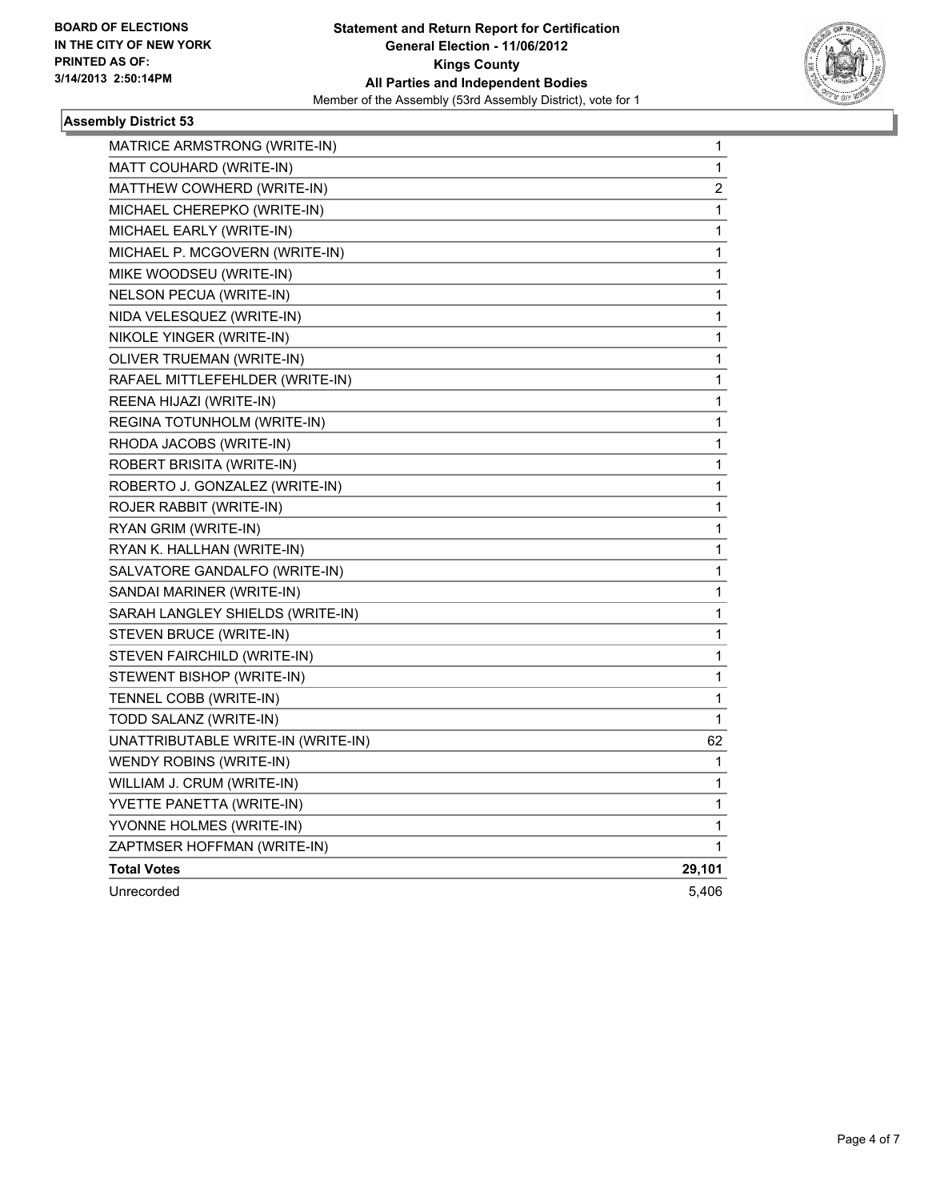**BOARD OF ELECTIONS IN THE CITY OF NEW YORK PRINTED AS OF: 3/14/2013 2:50:14PM**

**Statement and Return Report for Certification**
**General Election - 11/06/2012**
**Kings County**
**All Parties and Independent Bodies**
Member of the Assembly (53rd Assembly District), vote for 1

### Assembly District 53

| Candidate | Votes |
|---|---|
| MATRICE ARMSTRONG (WRITE-IN) | 1 |
| MATT COUHARD (WRITE-IN) | 1 |
| MATTHEW COWHERD (WRITE-IN) | 2 |
| MICHAEL CHEREPKO (WRITE-IN) | 1 |
| MICHAEL EARLY (WRITE-IN) | 1 |
| MICHAEL P. MCGOVERN (WRITE-IN) | 1 |
| MIKE WOODSEU (WRITE-IN) | 1 |
| NELSON PECUA (WRITE-IN) | 1 |
| NIDA VELESQUEZ (WRITE-IN) | 1 |
| NIKOLE YINGER (WRITE-IN) | 1 |
| OLIVER TRUEMAN (WRITE-IN) | 1 |
| RAFAEL MITTLEFEHLDER (WRITE-IN) | 1 |
| REENA HIJAZI (WRITE-IN) | 1 |
| REGINA TOTUNHOLM (WRITE-IN) | 1 |
| RHODA JACOBS (WRITE-IN) | 1 |
| ROBERT BRISITA (WRITE-IN) | 1 |
| ROBERTO J. GONZALEZ (WRITE-IN) | 1 |
| ROJER RABBIT (WRITE-IN) | 1 |
| RYAN GRIM (WRITE-IN) | 1 |
| RYAN K. HALLHAN (WRITE-IN) | 1 |
| SALVATORE GANDALFO (WRITE-IN) | 1 |
| SANDAI MARINER (WRITE-IN) | 1 |
| SARAH LANGLEY SHIELDS (WRITE-IN) | 1 |
| STEVEN BRUCE (WRITE-IN) | 1 |
| STEVEN FAIRCHILD (WRITE-IN) | 1 |
| STEWENT BISHOP (WRITE-IN) | 1 |
| TENNEL COBB (WRITE-IN) | 1 |
| TODD SALANZ (WRITE-IN) | 1 |
| UNATTRIBUTABLE WRITE-IN (WRITE-IN) | 62 |
| WENDY ROBINS (WRITE-IN) | 1 |
| WILLIAM J. CRUM (WRITE-IN) | 1 |
| YVETTE PANETTA (WRITE-IN) | 1 |
| YVONNE HOLMES (WRITE-IN) | 1 |
| ZAPTMSER HOFFMAN (WRITE-IN) | 1 |
| **Total Votes** | **29,101** |
| Unrecorded | 5,406 |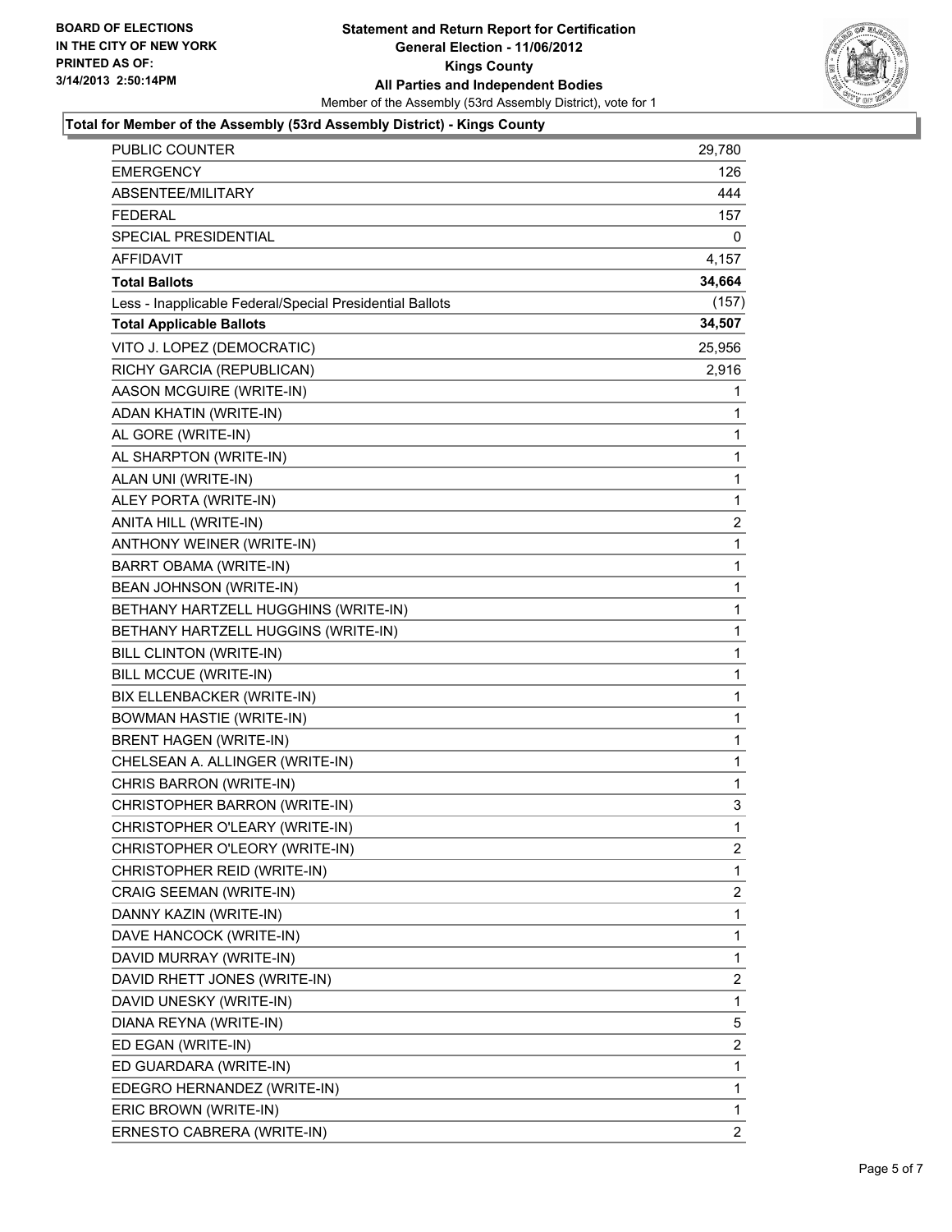BOARD OF ELECTIONS
IN THE CITY OF NEW YORK
PRINTED AS OF:
3/14/2013 2:50:14PM

**Statement and Return Report for Certification**
**General Election - 11/06/2012**
**Kings County**
**All Parties and Independent Bodies**
Member of the Assembly (53rd Assembly District), vote for 1

### Total for Member of the Assembly (53rd Assembly District) - Kings County

| | |
|---|---|
| PUBLIC COUNTER | 29,780 |
| EMERGENCY | 126 |
| ABSENTEE/MILITARY | 444 |
| FEDERAL | 157 |
| SPECIAL PRESIDENTIAL | 0 |
| AFFIDAVIT | 4,157 |
| **Total Ballots** | **34,664** |
| Less - Inapplicable Federal/Special Presidential Ballots | (157) |
| **Total Applicable Ballots** | **34,507** |
| VITO J. LOPEZ (DEMOCRATIC) | 25,956 |
| RICHY GARCIA (REPUBLICAN) | 2,916 |
| AASON MCGUIRE (WRITE-IN) | 1 |
| ADAN KHATIN (WRITE-IN) | 1 |
| AL GORE (WRITE-IN) | 1 |
| AL SHARPTON (WRITE-IN) | 1 |
| ALAN UNI (WRITE-IN) | 1 |
| ALEY PORTA (WRITE-IN) | 1 |
| ANITA HILL (WRITE-IN) | 2 |
| ANTHONY WEINER (WRITE-IN) | 1 |
| BARRT OBAMA (WRITE-IN) | 1 |
| BEAN JOHNSON (WRITE-IN) | 1 |
| BETHANY HARTZELL HUGGHINS (WRITE-IN) | 1 |
| BETHANY HARTZELL HUGGINS (WRITE-IN) | 1 |
| BILL CLINTON (WRITE-IN) | 1 |
| BILL MCCUE (WRITE-IN) | 1 |
| BIX ELLENBACKER (WRITE-IN) | 1 |
| BOWMAN HASTIE (WRITE-IN) | 1 |
| BRENT HAGEN (WRITE-IN) | 1 |
| CHELSEAN A. ALLINGER (WRITE-IN) | 1 |
| CHRIS BARRON (WRITE-IN) | 1 |
| CHRISTOPHER BARRON (WRITE-IN) | 3 |
| CHRISTOPHER O'LEARY (WRITE-IN) | 1 |
| CHRISTOPHER O'LEORY (WRITE-IN) | 2 |
| CHRISTOPHER REID (WRITE-IN) | 1 |
| CRAIG SEEMAN (WRITE-IN) | 2 |
| DANNY KAZIN (WRITE-IN) | 1 |
| DAVE HANCOCK (WRITE-IN) | 1 |
| DAVID MURRAY (WRITE-IN) | 1 |
| DAVID RHETT JONES (WRITE-IN) | 2 |
| DAVID UNESKY (WRITE-IN) | 1 |
| DIANA REYNA (WRITE-IN) | 5 |
| ED EGAN (WRITE-IN) | 2 |
| ED GUARDARA (WRITE-IN) | 1 |
| EDEGRO HERNANDEZ (WRITE-IN) | 1 |
| ERIC BROWN (WRITE-IN) | 1 |
| ERNESTO CABRERA (WRITE-IN) | 2 |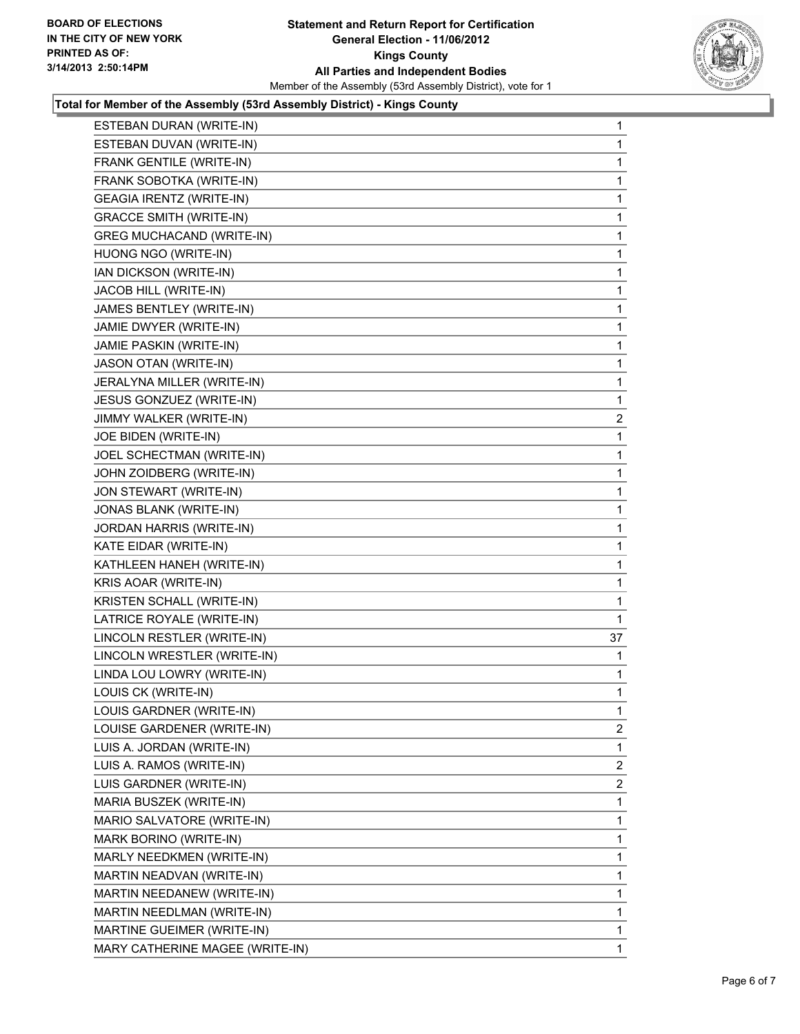**BOARD OF ELECTIONS IN THE CITY OF NEW YORK**
**PRINTED AS OF: 3/14/2013 2:50:14PM**

**Statement and Return Report for Certification**
**General Election - 11/06/2012**
**Kings County**
**All Parties and Independent Bodies**
Member of the Assembly (53rd Assembly District), vote for 1

### Total for Member of the Assembly (53rd Assembly District) - Kings County

| | |
|---|---|
| ESTEBAN DURAN (WRITE-IN) | 1 |
| ESTEBAN DUVAN (WRITE-IN) | 1 |
| FRANK GENTILE (WRITE-IN) | 1 |
| FRANK SOBOTKA (WRITE-IN) | 1 |
| GEAGIA IRENTZ (WRITE-IN) | 1 |
| GRACCE SMITH (WRITE-IN) | 1 |
| GREG MUCHACAND (WRITE-IN) | 1 |
| HUONG NGO (WRITE-IN) | 1 |
| IAN DICKSON (WRITE-IN) | 1 |
| JACOB HILL (WRITE-IN) | 1 |
| JAMES BENTLEY (WRITE-IN) | 1 |
| JAMIE DWYER (WRITE-IN) | 1 |
| JAMIE PASKIN (WRITE-IN) | 1 |
| JASON OTAN (WRITE-IN) | 1 |
| JERALYNA MILLER (WRITE-IN) | 1 |
| JESUS GONZUEZ (WRITE-IN) | 1 |
| JIMMY WALKER (WRITE-IN) | 2 |
| JOE BIDEN (WRITE-IN) | 1 |
| JOEL SCHECTMAN (WRITE-IN) | 1 |
| JOHN ZOIDBERG (WRITE-IN) | 1 |
| JON STEWART (WRITE-IN) | 1 |
| JONAS BLANK (WRITE-IN) | 1 |
| JORDAN HARRIS (WRITE-IN) | 1 |
| KATE EIDAR (WRITE-IN) | 1 |
| KATHLEEN HANEH (WRITE-IN) | 1 |
| KRIS AOAR (WRITE-IN) | 1 |
| KRISTEN SCHALL (WRITE-IN) | 1 |
| LATRICE ROYALE (WRITE-IN) | 1 |
| LINCOLN RESTLER (WRITE-IN) | 37 |
| LINCOLN WRESTLER (WRITE-IN) | 1 |
| LINDA LOU LOWRY (WRITE-IN) | 1 |
| LOUIS CK (WRITE-IN) | 1 |
| LOUIS GARDNER (WRITE-IN) | 1 |
| LOUISE GARDENER (WRITE-IN) | 2 |
| LUIS A. JORDAN (WRITE-IN) | 1 |
| LUIS A. RAMOS (WRITE-IN) | 2 |
| LUIS GARDNER (WRITE-IN) | 2 |
| MARIA BUSZEK (WRITE-IN) | 1 |
| MARIO SALVATORE (WRITE-IN) | 1 |
| MARK BORINO (WRITE-IN) | 1 |
| MARLY NEEDKMEN (WRITE-IN) | 1 |
| MARTIN NEADVAN (WRITE-IN) | 1 |
| MARTIN NEEDANEW (WRITE-IN) | 1 |
| MARTIN NEEDLMAN (WRITE-IN) | 1 |
| MARTINE GUEIMER (WRITE-IN) | 1 |
| MARY CATHERINE MAGEE (WRITE-IN) | 1 |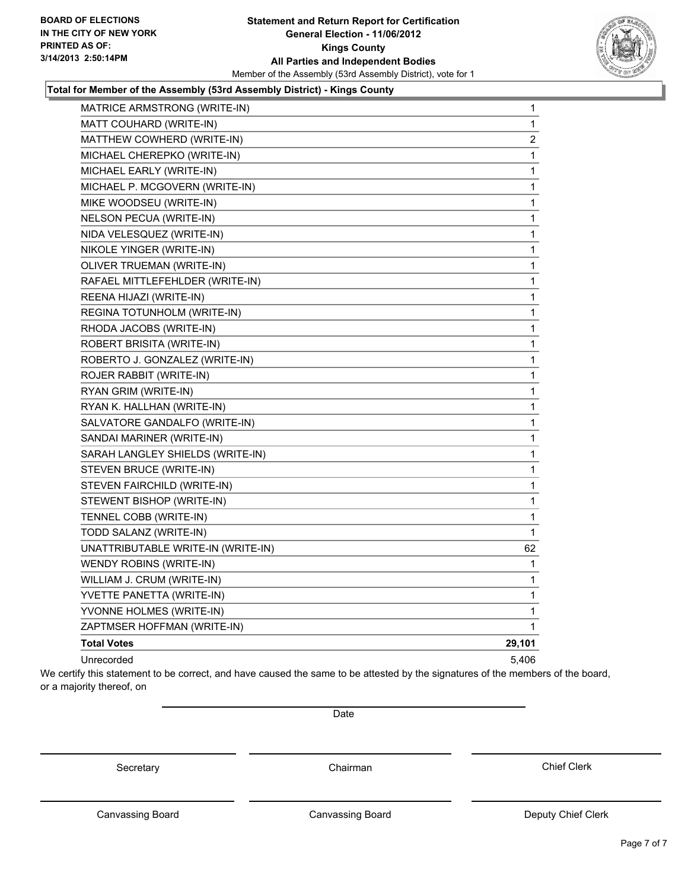**BOARD OF ELECTIONS IN THE CITY OF NEW YORK PRINTED AS OF: 3/14/2013 2:50:14PM**

**Statement and Return Report for Certification General Election - 11/06/2012 Kings County All Parties and Independent Bodies**

Member of the Assembly (53rd Assembly District), vote for 1

**Total for Member of the Assembly (53rd Assembly District) - Kings County**

| | |
|---|---|
| MATRICE ARMSTRONG (WRITE-IN) | 1 |
| MATT COUHARD (WRITE-IN) | 1 |
| MATTHEW COWHERD (WRITE-IN) | 2 |
| MICHAEL CHEREPKO (WRITE-IN) | 1 |
| MICHAEL EARLY (WRITE-IN) | 1 |
| MICHAEL P. MCGOVERN (WRITE-IN) | 1 |
| MIKE WOODSEU (WRITE-IN) | 1 |
| NELSON PECUA (WRITE-IN) | 1 |
| NIDA VELESQUEZ (WRITE-IN) | 1 |
| NIKOLE YINGER (WRITE-IN) | 1 |
| OLIVER TRUEMAN (WRITE-IN) | 1 |
| RAFAEL MITTLEFEHLDER (WRITE-IN) | 1 |
| REENA HIJAZI (WRITE-IN) | 1 |
| REGINA TOTUNHOLM (WRITE-IN) | 1 |
| RHODA JACOBS (WRITE-IN) | 1 |
| ROBERT BRISITA (WRITE-IN) | 1 |
| ROBERTO J. GONZALEZ (WRITE-IN) | 1 |
| ROJER RABBIT (WRITE-IN) | 1 |
| RYAN GRIM (WRITE-IN) | 1 |
| RYAN K. HALLHAN (WRITE-IN) | 1 |
| SALVATORE GANDALFO (WRITE-IN) | 1 |
| SANDAI MARINER (WRITE-IN) | 1 |
| SARAH LANGLEY SHIELDS (WRITE-IN) | 1 |
| STEVEN BRUCE (WRITE-IN) | 1 |
| STEVEN FAIRCHILD (WRITE-IN) | 1 |
| STEWENT BISHOP (WRITE-IN) | 1 |
| TENNEL COBB (WRITE-IN) | 1 |
| TODD SALANZ (WRITE-IN) | 1 |
| UNATTRIBUTABLE WRITE-IN (WRITE-IN) | 62 |
| WENDY ROBINS (WRITE-IN) | 1 |
| WILLIAM J. CRUM (WRITE-IN) | 1 |
| YVETTE PANETTA (WRITE-IN) | 1 |
| YVONNE HOLMES (WRITE-IN) | 1 |
| ZAPTMSER HOFFMAN (WRITE-IN) | 1 |
| **Total Votes** | **29,101** |
| Unrecorded | 5,406 |

We certify this statement to be correct, and have caused the same to be attested by the signatures of the members of the board, or a majority thereof, on

Date

Secretary | Chairman | Chief Clerk

Canvassing Board | Canvassing Board | Deputy Chief Clerk